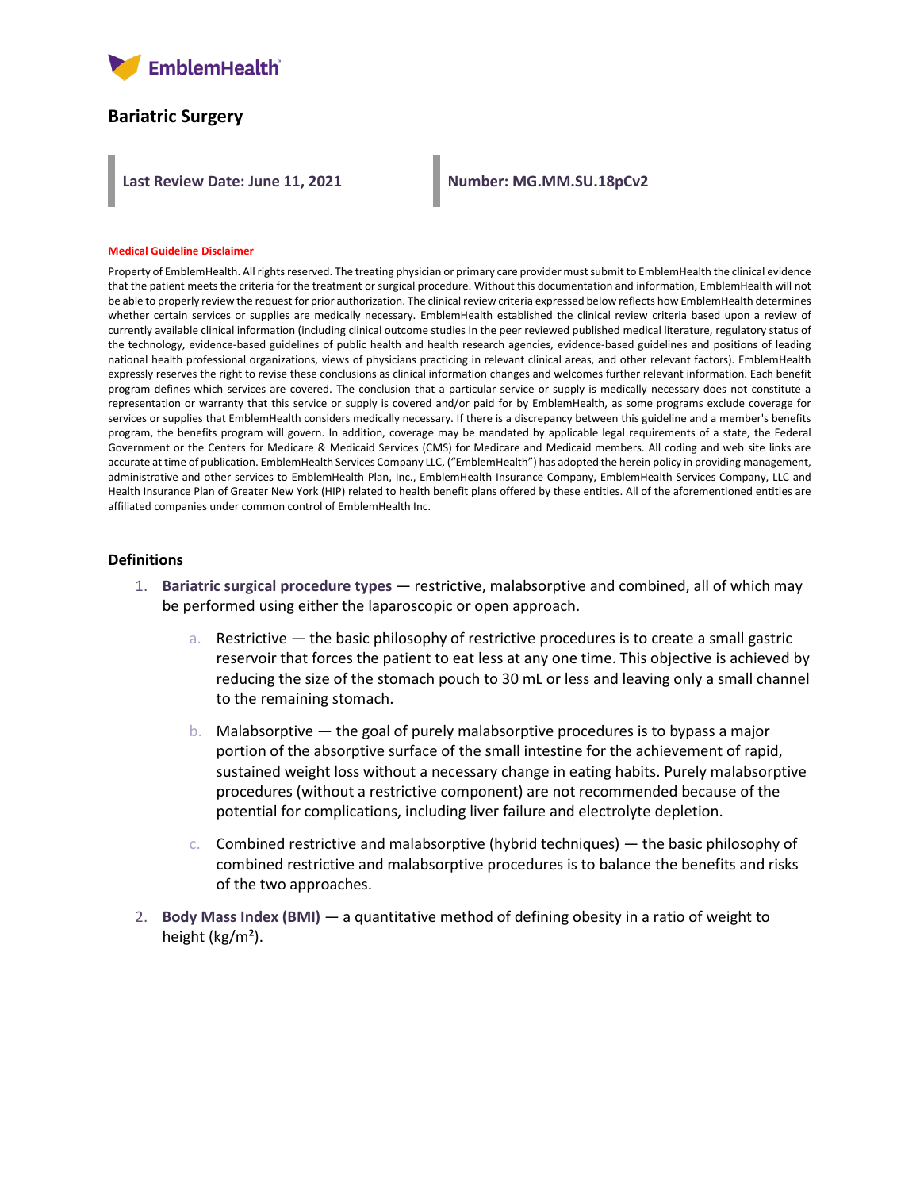EmblemHealth

# Bariatric Surgery

**Last Review Date: June 11, 2021**

**Number: MG.MM.SU.18pCv2**

**Medical Guideline Disclaimer**

Property of EmblemHealth. All rights reserved. The treating physician or primary care provider must submit to EmblemHealth the clinical evidence that the patient meets the criteria for the treatment or surgical procedure. Without this documentation and information, EmblemHealth will not be able to properly review the request for prior authorization. The clinical review criteria expressed below reflects how EmblemHealth determines whether certain services or supplies are medically necessary. EmblemHealth established the clinical review criteria based upon a review of currently available clinical information (including clinical outcome studies in the peer reviewed published medical literature, regulatory status of the technology, evidence-based guidelines of public health and health research agencies, evidence-based guidelines and positions of leading national health professional organizations, views of physicians practicing in relevant clinical areas, and other relevant factors). EmblemHealth expressly reserves the right to revise these conclusions as clinical information changes and welcomes further relevant information. Each benefit program defines which services are covered. The conclusion that a particular service or supply is medically necessary does not constitute a representation or warranty that this service or supply is covered and/or paid for by EmblemHealth, as some programs exclude coverage for services or supplies that EmblemHealth considers medically necessary. If there is a discrepancy between this guideline and a member's benefits program, the benefits program will govern. In addition, coverage may be mandated by applicable legal requirements of a state, the Federal Government or the Centers for Medicare & Medicaid Services (CMS) for Medicare and Medicaid members. All coding and web site links are accurate at time of publication. EmblemHealth Services Company LLC, ("EmblemHealth") has adopted the herein policy in providing management, administrative and other services to EmblemHealth Plan, Inc., EmblemHealth Insurance Company, EmblemHealth Services Company, LLC and Health Insurance Plan of Greater New York (HIP) related to health benefit plans offered by these entities. All of the aforementioned entities are affiliated companies under common control of EmblemHealth Inc.

## Definitions

1. **Bariatric surgical procedure types** — restrictive, malabsorptive and combined, all of which may be performed using either the laparoscopic or open approach.
   a. Restrictive — the basic philosophy of restrictive procedures is to create a small gastric reservoir that forces the patient to eat less at any one time. This objective is achieved by reducing the size of the stomach pouch to 30 mL or less and leaving only a small channel to the remaining stomach.
   b. Malabsorptive — the goal of purely malabsorptive procedures is to bypass a major portion of the absorptive surface of the small intestine for the achievement of rapid, sustained weight loss without a necessary change in eating habits. Purely malabsorptive procedures (without a restrictive component) are not recommended because of the potential for complications, including liver failure and electrolyte depletion.
   c. Combined restrictive and malabsorptive (hybrid techniques) — the basic philosophy of combined restrictive and malabsorptive procedures is to balance the benefits and risks of the two approaches.
2. **Body Mass Index (BMI)** — a quantitative method of defining obesity in a ratio of weight to height ($kg/m^2$).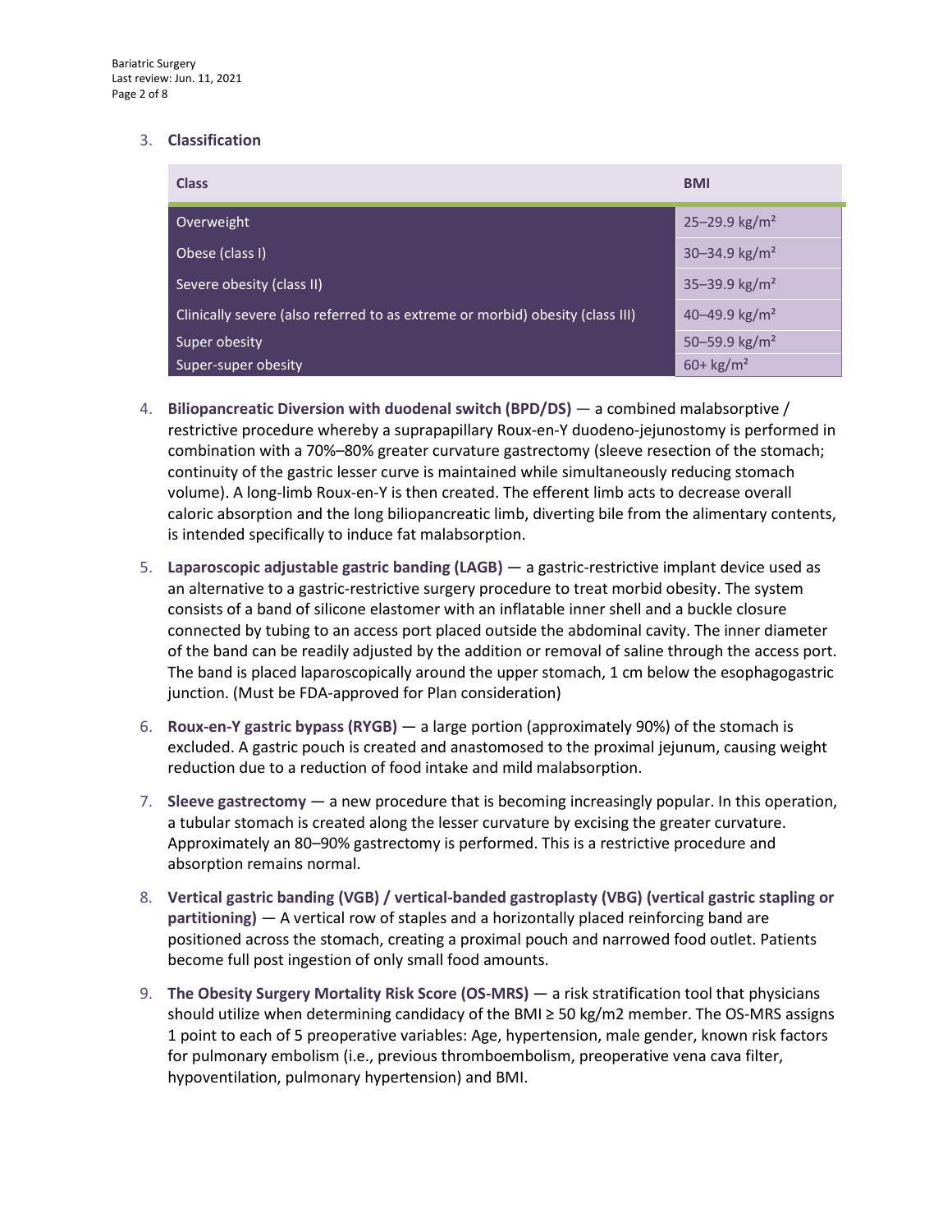3. **Classification**

| Class | BMI |
|---|---|
| Overweight | 25–29.9 kg/m² |
| Obese (class I) | 30–34.9 kg/m² |
| Severe obesity (class II) | 35–39.9 kg/m² |
| Clinically severe (also referred to as extreme or morbid) obesity (class III) | 40–49.9 kg/m² |
| Super obesity | 50–59.9 kg/m² |
| Super-super obesity | 60+ kg/m² |

4. **Biliopancreatic Diversion with duodenal switch (BPD/DS)** — a combined malabsorptive / restrictive procedure whereby a suprapapillary Roux-en-Y duodeno-jejunostomy is performed in combination with a 70%–80% greater curvature gastrectomy (sleeve resection of the stomach; continuity of the gastric lesser curve is maintained while simultaneously reducing stomach volume). A long-limb Roux-en-Y is then created. The efferent limb acts to decrease overall caloric absorption and the long biliopancreatic limb, diverting bile from the alimentary contents, is intended specifically to induce fat malabsorption.

5. **Laparoscopic adjustable gastric banding (LAGB)** — a gastric-restrictive implant device used as an alternative to a gastric-restrictive surgery procedure to treat morbid obesity. The system consists of a band of silicone elastomer with an inflatable inner shell and a buckle closure connected by tubing to an access port placed outside the abdominal cavity. The inner diameter of the band can be readily adjusted by the addition or removal of saline through the access port. The band is placed laparoscopically around the upper stomach, 1 cm below the esophagogastric junction. (Must be FDA-approved for Plan consideration)

6. **Roux-en-Y gastric bypass (RYGB)** — a large portion (approximately 90%) of the stomach is excluded. A gastric pouch is created and anastomosed to the proximal jejunum, causing weight reduction due to a reduction of food intake and mild malabsorption.

7. **Sleeve gastrectomy** — a new procedure that is becoming increasingly popular. In this operation, a tubular stomach is created along the lesser curvature by excising the greater curvature. Approximately an 80–90% gastrectomy is performed. This is a restrictive procedure and absorption remains normal.

8. **Vertical gastric banding (VGB) / vertical-banded gastroplasty (VBG) (vertical gastric stapling or partitioning)** — A vertical row of staples and a horizontally placed reinforcing band are positioned across the stomach, creating a proximal pouch and narrowed food outlet. Patients become full post ingestion of only small food amounts.

9. **The Obesity Surgery Mortality Risk Score (OS-MRS)** — a risk stratification tool that physicians should utilize when determining candidacy of the BMI ≥ 50 kg/m2 member. The OS-MRS assigns 1 point to each of 5 preoperative variables: Age, hypertension, male gender, known risk factors for pulmonary embolism (i.e., previous thromboembolism, preoperative vena cava filter, hypoventilation, pulmonary hypertension) and BMI.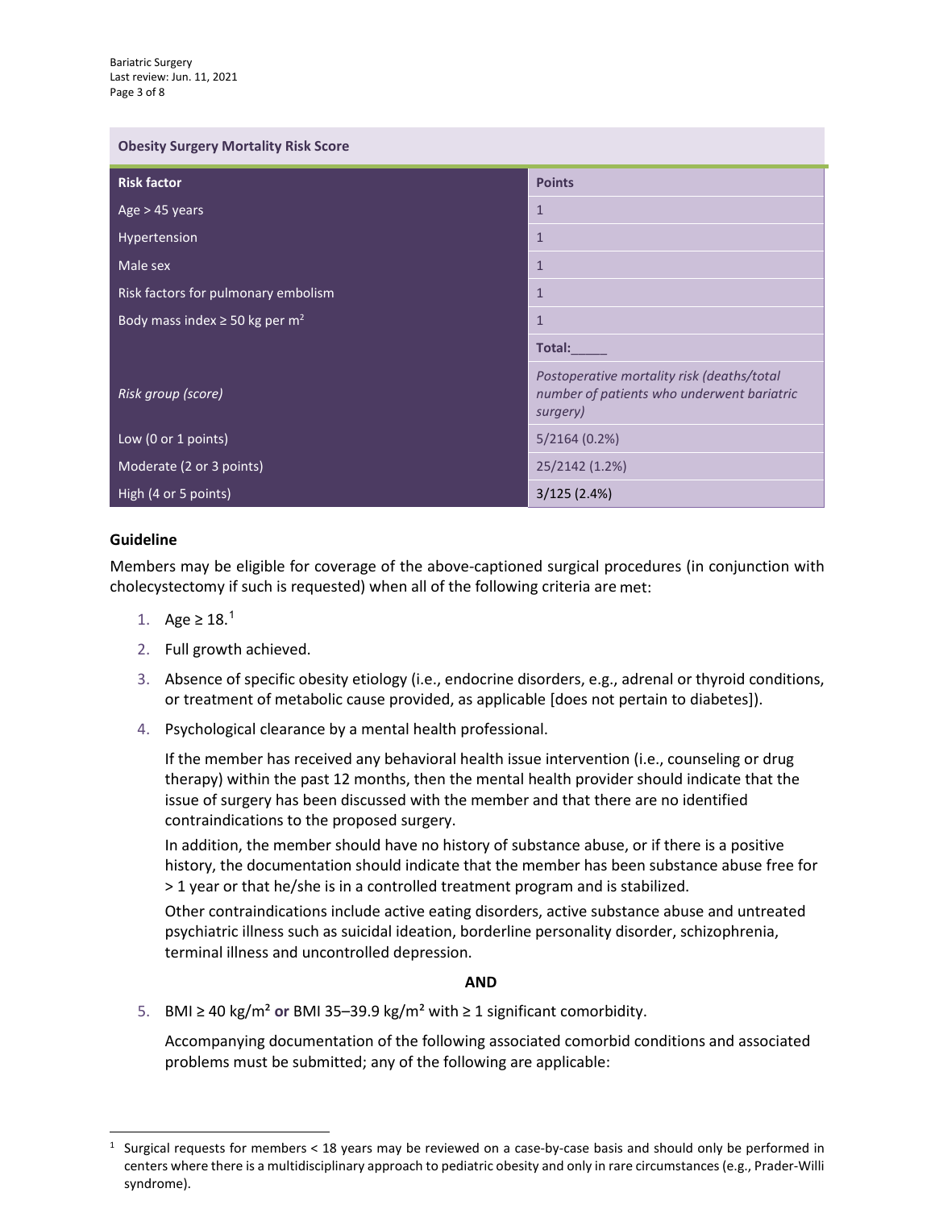| Obesity Surgery Mortality Risk Score | |
|---|---|
| **Risk factor** | **Points** |
| Age > 45 years | 1 |
| Hypertension | 1 |
| Male sex | 1 |
| Risk factors for pulmonary embolism | 1 |
| Body mass index ≥ 50 kg per $m^2$ | 1 |
| | **Total:_____** |
| *Risk group (score)* | *Postoperative mortality risk (deaths/total number of patients who underwent bariatric surgery)* |
| Low (0 or 1 points) | 5/2164 (0.2%) |
| Moderate (2 or 3 points) | 25/2142 (1.2%) |
| High (4 or 5 points) | 3/125 (2.4%) |

### Guideline

Members may be eligible for coverage of the above-captioned surgical procedures (in conjunction with cholecystectomy if such is requested) when all of the following criteria are met:

1. Age ≥ 18.[1]
2. Full growth achieved.
3. Absence of specific obesity etiology (i.e., endocrine disorders, e.g., adrenal or thyroid conditions, or treatment of metabolic cause provided, as applicable [does not pertain to diabetes]).
4. Psychological clearance by a mental health professional.

   If the member has received any behavioral health issue intervention (i.e., counseling or drug therapy) within the past 12 months, then the mental health provider should indicate that the issue of surgery has been discussed with the member and that there are no identified contraindications to the proposed surgery.

   In addition, the member should have no history of substance abuse, or if there is a positive history, the documentation should indicate that the member has been substance abuse free for > 1 year or that he/she is in a controlled treatment program and is stabilized.

   Other contraindications include active eating disorders, active substance abuse and untreated psychiatric illness such as suicidal ideation, borderline personality disorder, schizophrenia, terminal illness and uncontrolled depression.

**AND**

5. BMI ≥ 40 kg/m² **or** BMI 35–39.9 kg/m² with ≥ 1 significant comorbidity.

   Accompanying documentation of the following associated comorbid conditions and associated problems must be submitted; any of the following are applicable:

---

[1] Surgical requests for members < 18 years may be reviewed on a case-by-case basis and should only be performed in centers where there is a multidisciplinary approach to pediatric obesity and only in rare circumstances (e.g., Prader-Willi syndrome).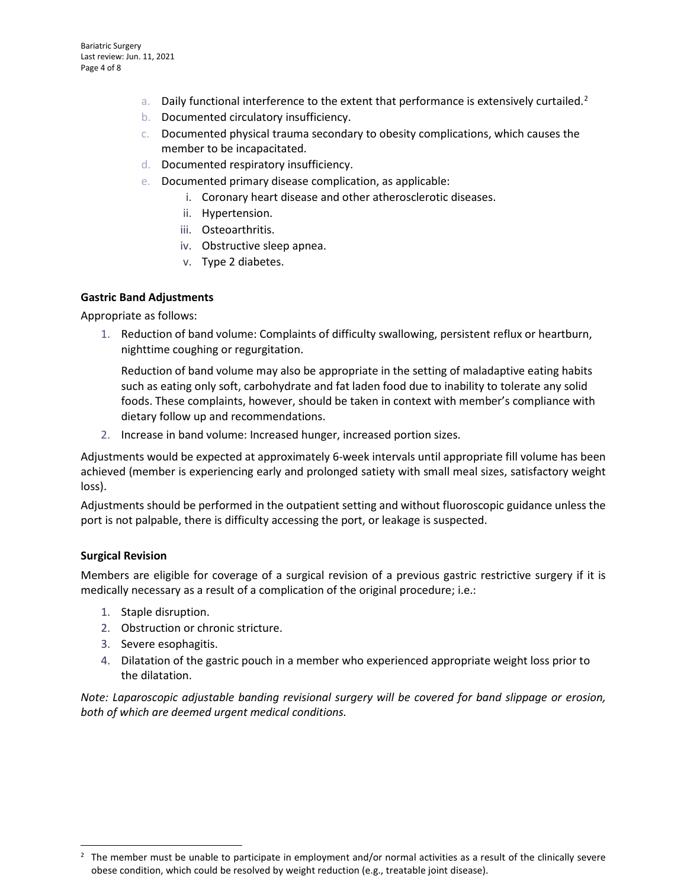a. Daily functional interference to the extent that performance is extensively curtailed.[2]
b. Documented circulatory insufficiency.
c. Documented physical trauma secondary to obesity complications, which causes the member to be incapacitated.
d. Documented respiratory insufficiency.
e. Documented primary disease complication, as applicable:
    i. Coronary heart disease and other atherosclerotic diseases.
    ii. Hypertension.
    iii. Osteoarthritis.
    iv. Obstructive sleep apnea.
    v. Type 2 diabetes.

**Gastric Band Adjustments**

Appropriate as follows:

1. Reduction of band volume: Complaints of difficulty swallowing, persistent reflux or heartburn, nighttime coughing or regurgitation.

   Reduction of band volume may also be appropriate in the setting of maladaptive eating habits such as eating only soft, carbohydrate and fat laden food due to inability to tolerate any solid foods. These complaints, however, should be taken in context with member's compliance with dietary follow up and recommendations.
2. Increase in band volume: Increased hunger, increased portion sizes.

Adjustments would be expected at approximately 6-week intervals until appropriate fill volume has been achieved (member is experiencing early and prolonged satiety with small meal sizes, satisfactory weight loss).

Adjustments should be performed in the outpatient setting and without fluoroscopic guidance unless the port is not palpable, there is difficulty accessing the port, or leakage is suspected.

**Surgical Revision**

Members are eligible for coverage of a surgical revision of a previous gastric restrictive surgery if it is medically necessary as a result of a complication of the original procedure; i.e.:

1. Staple disruption.
2. Obstruction or chronic stricture.
3. Severe esophagitis.
4. Dilatation of the gastric pouch in a member who experienced appropriate weight loss prior to the dilatation.

*Note: Laparoscopic adjustable banding revisional surgery will be covered for band slippage or erosion, both of which are deemed urgent medical conditions.*

[2] The member must be unable to participate in employment and/or normal activities as a result of the clinically severe obese condition, which could be resolved by weight reduction (e.g., treatable joint disease).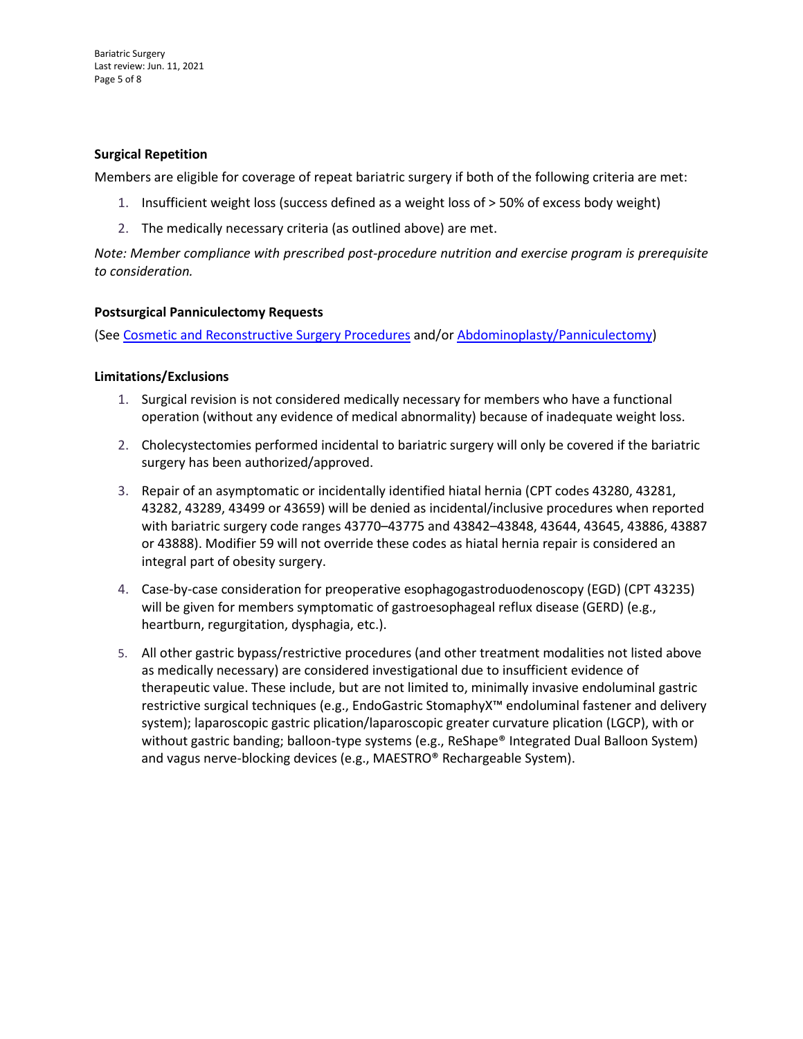**Surgical Repetition**

Members are eligible for coverage of repeat bariatric surgery if both of the following criteria are met:

1. Insufficient weight loss (success defined as a weight loss of > 50% of excess body weight)
2. The medically necessary criteria (as outlined above) are met.

*Note: Member compliance with prescribed post-procedure nutrition and exercise program is prerequisite to consideration.*

**Postsurgical Panniculectomy Requests**

(See Cosmetic and Reconstructive Surgery Procedures and/or Abdominoplasty/Panniculectomy)

**Limitations/Exclusions**

1. Surgical revision is not considered medically necessary for members who have a functional operation (without any evidence of medical abnormality) because of inadequate weight loss.
2. Cholecystectomies performed incidental to bariatric surgery will only be covered if the bariatric surgery has been authorized/approved.
3. Repair of an asymptomatic or incidentally identified hiatal hernia (CPT codes 43280, 43281, 43282, 43289, 43499 or 43659) will be denied as incidental/inclusive procedures when reported with bariatric surgery code ranges 43770–43775 and 43842–43848, 43644, 43645, 43886, 43887 or 43888). Modifier 59 will not override these codes as hiatal hernia repair is considered an integral part of obesity surgery.
4. Case-by-case consideration for preoperative esophagogastroduodenoscopy (EGD) (CPT 43235) will be given for members symptomatic of gastroesophageal reflux disease (GERD) (e.g., heartburn, regurgitation, dysphagia, etc.).
5. All other gastric bypass/restrictive procedures (and other treatment modalities not listed above as medically necessary) are considered investigational due to insufficient evidence of therapeutic value. These include, but are not limited to, minimally invasive endoluminal gastric restrictive surgical techniques (e.g., EndoGastric StomaphyX™ endoluminal fastener and delivery system); laparoscopic gastric plication/laparoscopic greater curvature plication (LGCP), with or without gastric banding; balloon-type systems (e.g., ReShape® Integrated Dual Balloon System) and vagus nerve-blocking devices (e.g., MAESTRO® Rechargeable System).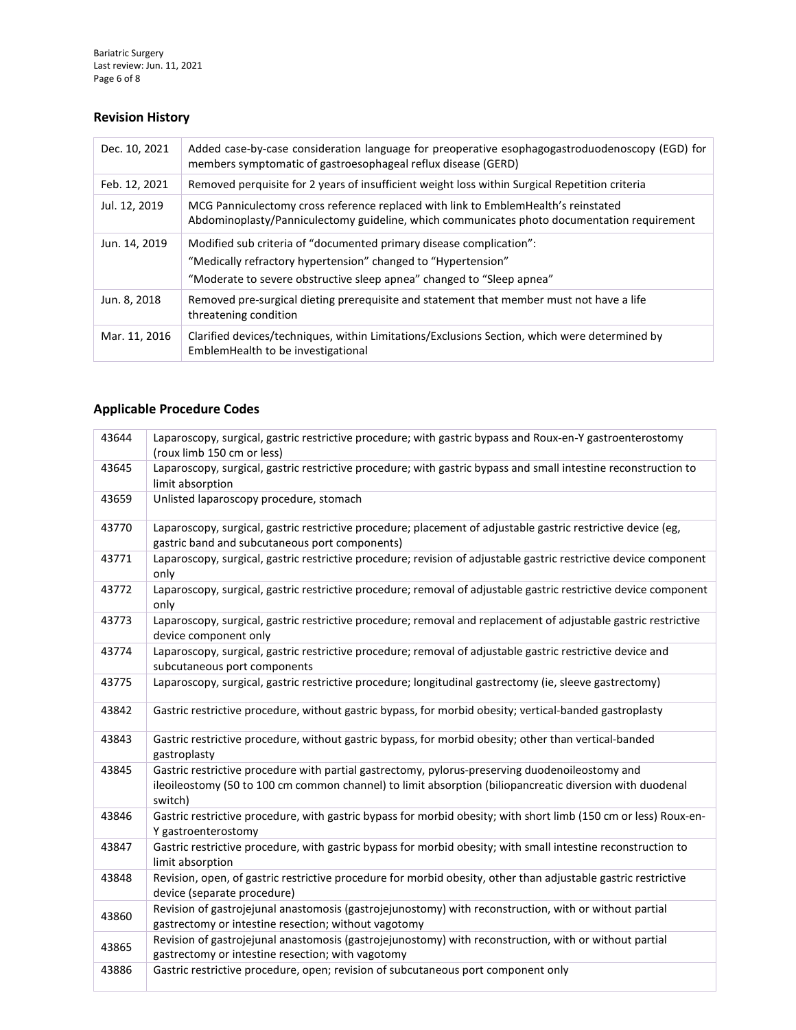## Revision History

| | |
|---|---|
| Dec. 10, 2021 | Added case-by-case consideration language for preoperative esophagogastroduodenoscopy (EGD) for members symptomatic of gastroesophageal reflux disease (GERD) |
| Feb. 12, 2021 | Removed perquisite for 2 years of insufficient weight loss within Surgical Repetition criteria |
| Jul. 12, 2019 | MCG Panniculectomy cross reference replaced with link to EmblemHealth's reinstated Abdominoplasty/Panniculectomy guideline, which communicates photo documentation requirement |
| Jun. 14, 2019 | Modified sub criteria of "documented primary disease complication":<br>"Medically refractory hypertension" changed to "Hypertension"<br>"Moderate to severe obstructive sleep apnea" changed to "Sleep apnea" |
| Jun. 8, 2018 | Removed pre-surgical dieting prerequisite and statement that member must not have a life threatening condition |
| Mar. 11, 2016 | Clarified devices/techniques, within Limitations/Exclusions Section, which were determined by EmblemHealth to be investigational |

## Applicable Procedure Codes

| | |
|---|---|
| 43644 | Laparoscopy, surgical, gastric restrictive procedure; with gastric bypass and Roux-en-Y gastroenterostomy (roux limb 150 cm or less) |
| 43645 | Laparoscopy, surgical, gastric restrictive procedure; with gastric bypass and small intestine reconstruction to limit absorption |
| 43659 | Unlisted laparoscopy procedure, stomach |
| 43770 | Laparoscopy, surgical, gastric restrictive procedure; placement of adjustable gastric restrictive device (eg, gastric band and subcutaneous port components) |
| 43771 | Laparoscopy, surgical, gastric restrictive procedure; revision of adjustable gastric restrictive device component only |
| 43772 | Laparoscopy, surgical, gastric restrictive procedure; removal of adjustable gastric restrictive device component only |
| 43773 | Laparoscopy, surgical, gastric restrictive procedure; removal and replacement of adjustable gastric restrictive device component only |
| 43774 | Laparoscopy, surgical, gastric restrictive procedure; removal of adjustable gastric restrictive device and subcutaneous port components |
| 43775 | Laparoscopy, surgical, gastric restrictive procedure; longitudinal gastrectomy (ie, sleeve gastrectomy) |
| 43842 | Gastric restrictive procedure, without gastric bypass, for morbid obesity; vertical-banded gastroplasty |
| 43843 | Gastric restrictive procedure, without gastric bypass, for morbid obesity; other than vertical-banded gastroplasty |
| 43845 | Gastric restrictive procedure with partial gastrectomy, pylorus-preserving duodenoileostomy and ileoileostomy (50 to 100 cm common channel) to limit absorption (biliopancreatic diversion with duodenal switch) |
| 43846 | Gastric restrictive procedure, with gastric bypass for morbid obesity; with short limb (150 cm or less) Roux-en-Y gastroenterostomy |
| 43847 | Gastric restrictive procedure, with gastric bypass for morbid obesity; with small intestine reconstruction to limit absorption |
| 43848 | Revision, open, of gastric restrictive procedure for morbid obesity, other than adjustable gastric restrictive device (separate procedure) |
| 43860 | Revision of gastrojejunal anastomosis (gastrojejunostomy) with reconstruction, with or without partial gastrectomy or intestine resection; without vagotomy |
| 43865 | Revision of gastrojejunal anastomosis (gastrojejunostomy) with reconstruction, with or without partial gastrectomy or intestine resection; with vagotomy |
| 43886 | Gastric restrictive procedure, open; revision of subcutaneous port component only |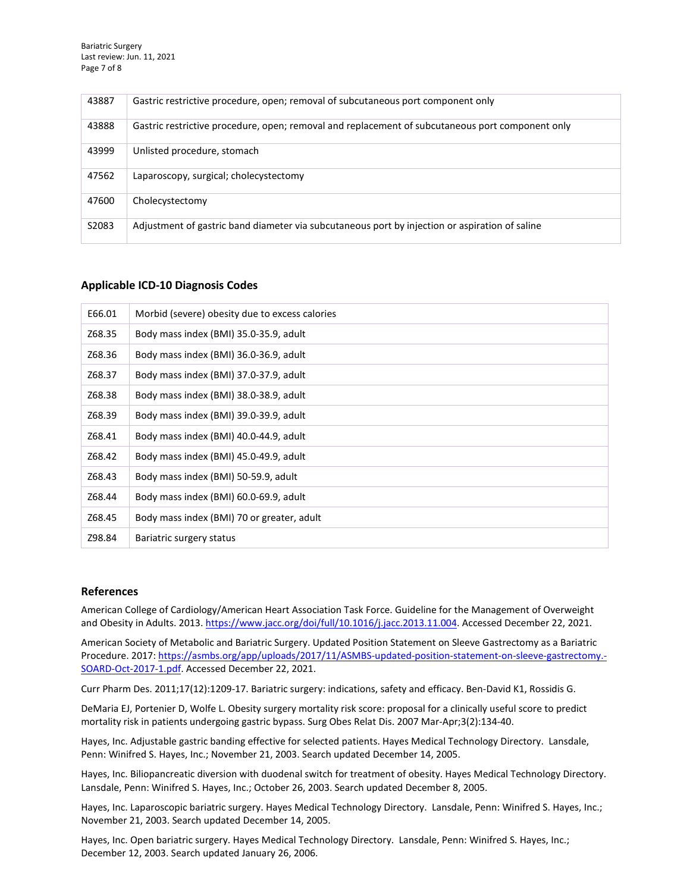| | |
|---|---|
| 43887 | Gastric restrictive procedure, open; removal of subcutaneous port component only |
| 43888 | Gastric restrictive procedure, open; removal and replacement of subcutaneous port component only |
| 43999 | Unlisted procedure, stomach |
| 47562 | Laparoscopy, surgical; cholecystectomy |
| 47600 | Cholecystectomy |
| S2083 | Adjustment of gastric band diameter via subcutaneous port by injection or aspiration of saline |

## Applicable ICD-10 Diagnosis Codes

| | |
|---|---|
| E66.01 | Morbid (severe) obesity due to excess calories |
| Z68.35 | Body mass index (BMI) 35.0-35.9, adult |
| Z68.36 | Body mass index (BMI) 36.0-36.9, adult |
| Z68.37 | Body mass index (BMI) 37.0-37.9, adult |
| Z68.38 | Body mass index (BMI) 38.0-38.9, adult |
| Z68.39 | Body mass index (BMI) 39.0-39.9, adult |
| Z68.41 | Body mass index (BMI) 40.0-44.9, adult |
| Z68.42 | Body mass index (BMI) 45.0-49.9, adult |
| Z68.43 | Body mass index (BMI) 50-59.9, adult |
| Z68.44 | Body mass index (BMI) 60.0-69.9, adult |
| Z68.45 | Body mass index (BMI) 70 or greater, adult |
| Z98.84 | Bariatric surgery status |

## References

American College of Cardiology/American Heart Association Task Force. Guideline for the Management of Overweight and Obesity in Adults. 2013. https://www.jacc.org/doi/full/10.1016/j.jacc.2013.11.004. Accessed December 22, 2021.

American Society of Metabolic and Bariatric Surgery. Updated Position Statement on Sleeve Gastrectomy as a Bariatric Procedure. 2017: https://asmbs.org/app/uploads/2017/11/ASMBS-updated-position-statement-on-sleeve-gastrectomy.-SOARD-Oct-2017-1.pdf. Accessed December 22, 2021.

Curr Pharm Des. 2011;17(12):1209-17. Bariatric surgery: indications, safety and efficacy. Ben-David K1, Rossidis G.

DeMaria EJ, Portenier D, Wolfe L. Obesity surgery mortality risk score: proposal for a clinically useful score to predict mortality risk in patients undergoing gastric bypass. Surg Obes Relat Dis. 2007 Mar-Apr;3(2):134-40.

Hayes, Inc. Adjustable gastric banding effective for selected patients. Hayes Medical Technology Directory. Lansdale, Penn: Winifred S. Hayes, Inc.; November 21, 2003. Search updated December 14, 2005.

Hayes, Inc. Biliopancreatic diversion with duodenal switch for treatment of obesity. Hayes Medical Technology Directory. Lansdale, Penn: Winifred S. Hayes, Inc.; October 26, 2003. Search updated December 8, 2005.

Hayes, Inc. Laparoscopic bariatric surgery. Hayes Medical Technology Directory. Lansdale, Penn: Winifred S. Hayes, Inc.; November 21, 2003. Search updated December 14, 2005.

Hayes, Inc. Open bariatric surgery. Hayes Medical Technology Directory. Lansdale, Penn: Winifred S. Hayes, Inc.; December 12, 2003. Search updated January 26, 2006.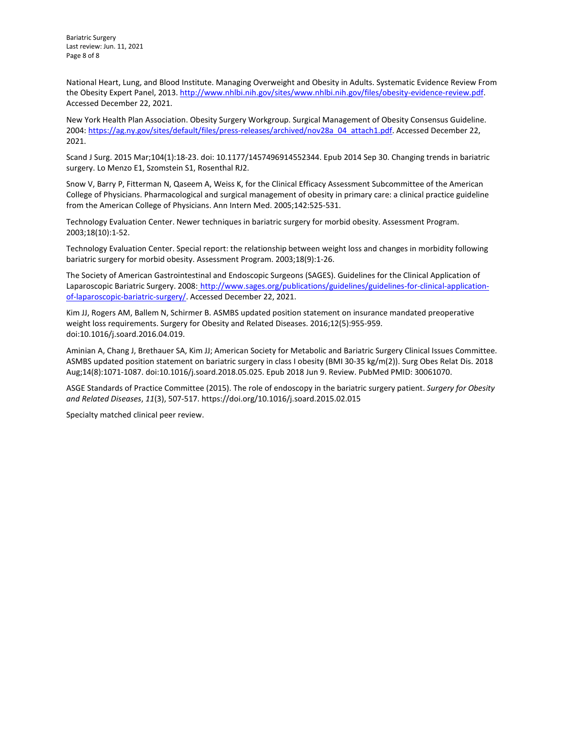National Heart, Lung, and Blood Institute. Managing Overweight and Obesity in Adults. Systematic Evidence Review From the Obesity Expert Panel, 2013. http://www.nhlbi.nih.gov/sites/www.nhlbi.nih.gov/files/obesity-evidence-review.pdf. Accessed December 22, 2021.

New York Health Plan Association. Obesity Surgery Workgroup. Surgical Management of Obesity Consensus Guideline. 2004: https://ag.ny.gov/sites/default/files/press-releases/archived/nov28a_04_attach1.pdf. Accessed December 22, 2021.

Scand J Surg. 2015 Mar;104(1):18-23. doi: 10.1177/1457496914552344. Epub 2014 Sep 30. Changing trends in bariatric surgery. Lo Menzo E1, Szomstein S1, Rosenthal RJ2.

Snow V, Barry P, Fitterman N, Qaseem A, Weiss K, for the Clinical Efficacy Assessment Subcommittee of the American College of Physicians. Pharmacological and surgical management of obesity in primary care: a clinical practice guideline from the American College of Physicians. Ann Intern Med. 2005;142:525-531.

Technology Evaluation Center. Newer techniques in bariatric surgery for morbid obesity. Assessment Program. 2003;18(10):1-52.

Technology Evaluation Center. Special report: the relationship between weight loss and changes in morbidity following bariatric surgery for morbid obesity. Assessment Program. 2003;18(9):1-26.

The Society of American Gastrointestinal and Endoscopic Surgeons (SAGES). Guidelines for the Clinical Application of Laparoscopic Bariatric Surgery. 2008: http://www.sages.org/publications/guidelines/guidelines-for-clinical-application-of-laparoscopic-bariatric-surgery/. Accessed December 22, 2021.

Kim JJ, Rogers AM, Ballem N, Schirmer B. ASMBS updated position statement on insurance mandated preoperative weight loss requirements. Surgery for Obesity and Related Diseases. 2016;12(5):955-959. doi:10.1016/j.soard.2016.04.019.

Aminian A, Chang J, Brethauer SA, Kim JJ; American Society for Metabolic and Bariatric Surgery Clinical Issues Committee. ASMBS updated position statement on bariatric surgery in class I obesity (BMI 30-35 kg/m(2)). Surg Obes Relat Dis. 2018 Aug;14(8):1071-1087. doi:10.1016/j.soard.2018.05.025. Epub 2018 Jun 9. Review. PubMed PMID: 30061070.

ASGE Standards of Practice Committee (2015). The role of endoscopy in the bariatric surgery patient. *Surgery for Obesity and Related Diseases*, *11*(3), 507-517. https://doi.org/10.1016/j.soard.2015.02.015

Specialty matched clinical peer review.